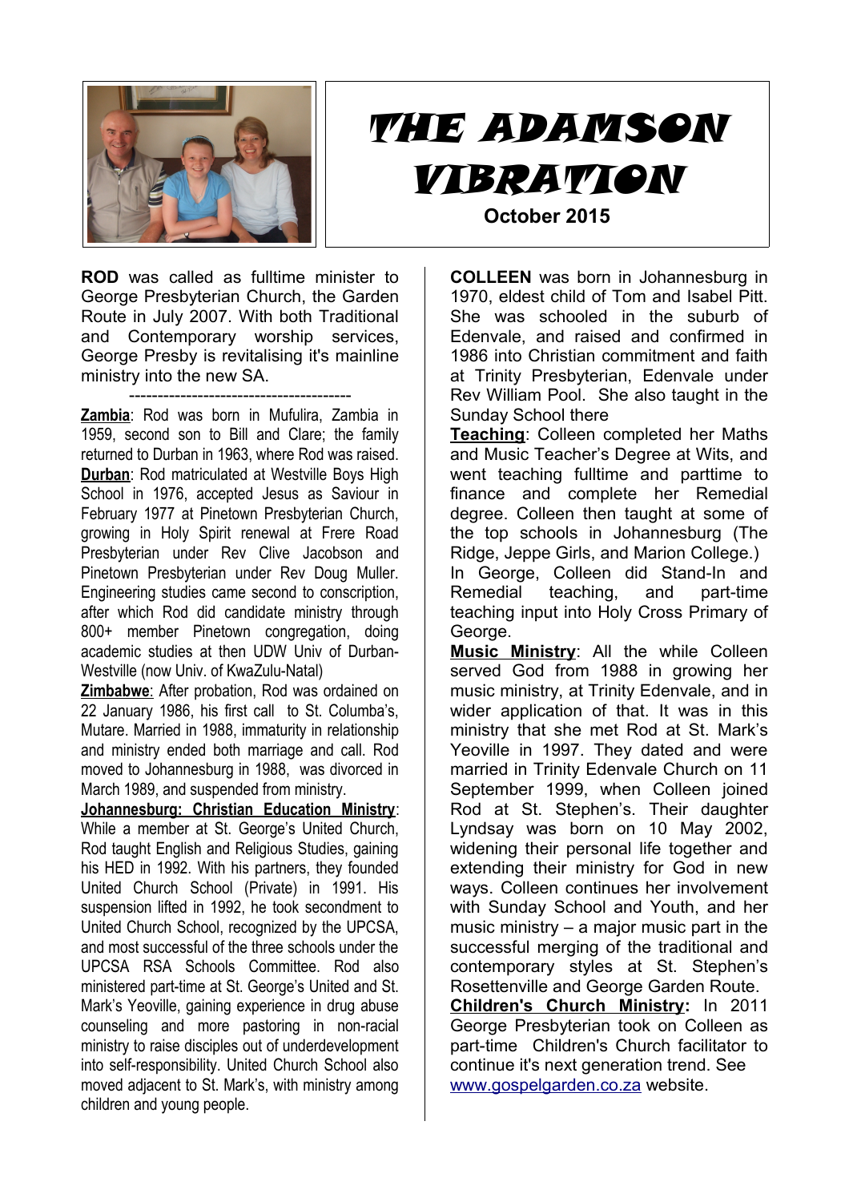# THE ADAMSON VIBRATION

**October 2015**

**ROD** was called as fulltime minister to George Presbyterian Church, the Garden Route in July 2007. With both Traditional and Contemporary worship services, George Presby is revitalising it's mainline ministry into the new SA.

---

**Zambia**: Rod was born in Mufulira, Zambia in 1959, second son to Bill and Clare; the family returned to Durban in 1963, where Rod was raised.

**Durban**: Rod matriculated at Westville Boys High School in 1976, accepted Jesus as Saviour in February 1977 at Pinetown Presbyterian Church, growing in Holy Spirit renewal at Frere Road Presbyterian under Rev Clive Jacobson and Pinetown Presbyterian under Rev Doug Muller. Engineering studies came second to conscription, after which Rod did candidate ministry through 800+ member Pinetown congregation, doing academic studies at then UDW Univ of Durban-Westville (now Univ. of KwaZulu-Natal)

**Zimbabwe**: After probation, Rod was ordained on 22 January 1986, his first call to St. Columba's, Mutare. Married in 1988, immaturity in relationship and ministry ended both marriage and call. Rod moved to Johannesburg in 1988, was divorced in March 1989, and suspended from ministry.

**Johannesburg: Christian Education Ministry**: While a member at St. George's United Church, Rod taught English and Religious Studies, gaining his HED in 1992. With his partners, they founded United Church School (Private) in 1991. His suspension lifted in 1992, he took secondment to United Church School, recognized by the UPCSA, and most successful of the three schools under the UPCSA RSA Schools Committee. Rod also ministered part-time at St. George's United and St. Mark's Yeoville, gaining experience in drug abuse counseling and more pastoring in non-racial ministry to raise disciples out of underdevelopment into self-responsibility. United Church School also moved adjacent to St. Mark's, with ministry among children and young people.

**COLLEEN** was born in Johannesburg in 1970, eldest child of Tom and Isabel Pitt. She was schooled in the suburb of Edenvale, and raised and confirmed in 1986 into Christian commitment and faith at Trinity Presbyterian, Edenvale under Rev William Pool. She also taught in the Sunday School there

**Teaching**: Colleen completed her Maths and Music Teacher's Degree at Wits, and went teaching fulltime and parttime to finance and complete her Remedial degree. Colleen then taught at some of the top schools in Johannesburg (The Ridge, Jeppe Girls, and Marion College.)

In George, Colleen did Stand-In and Remedial teaching, and part-time teaching input into Holy Cross Primary of George.

**Music Ministry**: All the while Colleen served God from 1988 in growing her music ministry, at Trinity Edenvale, and in wider application of that. It was in this ministry that she met Rod at St. Mark's Yeoville in 1997. They dated and were married in Trinity Edenvale Church on 11 September 1999, when Colleen joined Rod at St. Stephen's. Their daughter Lyndsay was born on 10 May 2002, widening their personal life together and extending their ministry for God in new ways. Colleen continues her involvement with Sunday School and Youth, and her music ministry – a major music part in the successful merging of the traditional and contemporary styles at St. Stephen's Rosettenville and George Garden Route.

**Children's Church Ministry:** In 2011 George Presbyterian took on Colleen as part-time Children's Church facilitator to continue it's next generation trend. See www.gospelgarden.co.za website.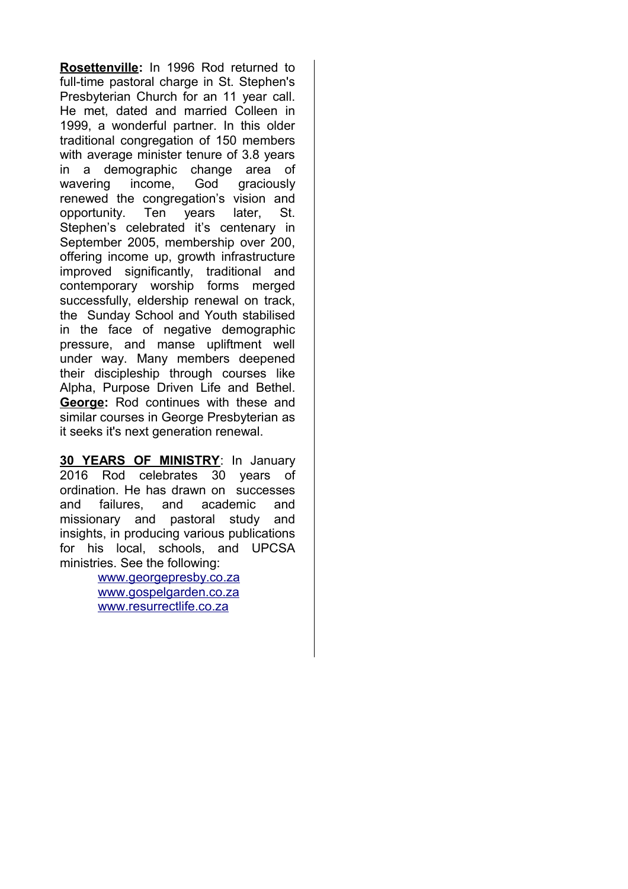**Rosettenville:** In 1996 Rod returned to full-time pastoral charge in St. Stephen's Presbyterian Church for an 11 year call. He met, dated and married Colleen in 1999, a wonderful partner. In this older traditional congregation of 150 members with average minister tenure of 3.8 years in a demographic change area of wavering income, God graciously renewed the congregation's vision and opportunity. Ten years later, St. Stephen's celebrated it's centenary in September 2005, membership over 200, offering income up, growth infrastructure improved significantly, traditional and contemporary worship forms merged successfully, eldership renewal on track, the Sunday School and Youth stabilised in the face of negative demographic pressure, and manse upliftment well under way. Many members deepened their discipleship through courses like Alpha, Purpose Driven Life and Bethel. **George:** Rod continues with these and similar courses in George Presbyterian as it seeks it's next generation renewal.

**30 YEARS OF MINISTRY**: In January 2016 Rod celebrates 30 years of ordination. He has drawn on successes and failures, and academic and missionary and pastoral study and insights, in producing various publications for his local, schools, and UPCSA ministries. See the following:

www.georgepresby.co.za
www.gospelgarden.co.za
www.resurrectlife.co.za